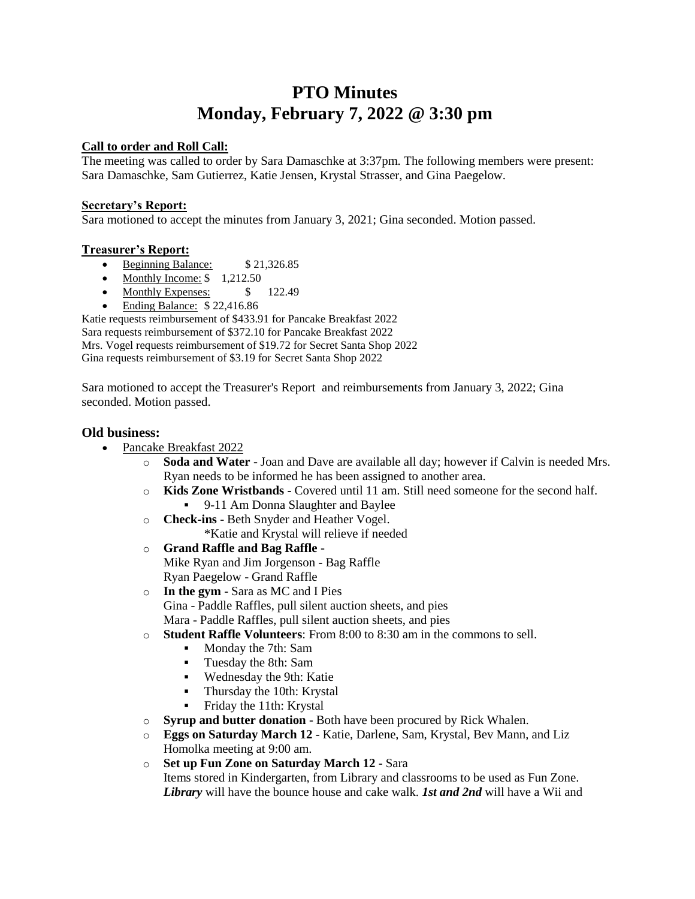# PTO Minutes
# Monday, February 7, 2022 @ 3:30 pm

**Call to order and Roll Call:**

The meeting was called to order by Sara Damaschke at 3:37pm. The following members were present: Sara Damaschke, Sam Gutierrez, Katie Jensen, Krystal Strasser, and Gina Paegelow.

**Secretary's Report:**

Sara motioned to accept the minutes from January 3, 2021; Gina seconded. Motion passed.

**Treasurer's Report:**

- Beginning Balance: $ 21,326.85
- Monthly Income: $ 1,212.50
- Monthly Expenses: $ 122.49
- Ending Balance: $ 22,416.86

Katie requests reimbursement of $433.91 for Pancake Breakfast 2022
Sara requests reimbursement of $372.10 for Pancake Breakfast 2022
Mrs. Vogel requests reimbursement of $19.72 for Secret Santa Shop 2022
Gina requests reimbursement of $3.19 for Secret Santa Shop 2022

Sara motioned to accept the Treasurer's Report and reimbursements from January 3, 2022; Gina seconded. Motion passed.

## Old business:

- Pancake Breakfast 2022
  - **Soda and Water** - Joan and Dave are available all day; however if Calvin is needed Mrs. Ryan needs to be informed he has been assigned to another area.
  - **Kids Zone Wristbands -** Covered until 11 am. Still need someone for the second half.
    - 9-11 Am Donna Slaughter and Baylee
  - **Check-ins** - Beth Snyder and Heather Vogel.
    *Katie and Krystal will relieve if needed
  - **Grand Raffle and Bag Raffle** -
    Mike Ryan and Jim Jorgenson - Bag Raffle
    Ryan Paegelow - Grand Raffle
  - **In the gym** - Sara as MC and I Pies
    Gina - Paddle Raffles, pull silent auction sheets, and pies
    Mara - Paddle Raffles, pull silent auction sheets, and pies
  - **Student Raffle Volunteers**: From 8:00 to 8:30 am in the commons to sell.
    - Monday the 7th: Sam
    - Tuesday the 8th: Sam
    - Wednesday the 9th: Katie
    - Thursday the 10th: Krystal
    - Friday the 11th: Krystal
  - **Syrup and butter donation** - Both have been procured by Rick Whalen.
  - **Eggs on Saturday March 12** - Katie, Darlene, Sam, Krystal, Bev Mann, and Liz Homolka meeting at 9:00 am.
  - **Set up Fun Zone on Saturday March 12** - Sara
    Items stored in Kindergarten, from Library and classrooms to be used as Fun Zone. ***Library*** will have the bounce house and cake walk. ***1st and 2nd*** will have a Wii and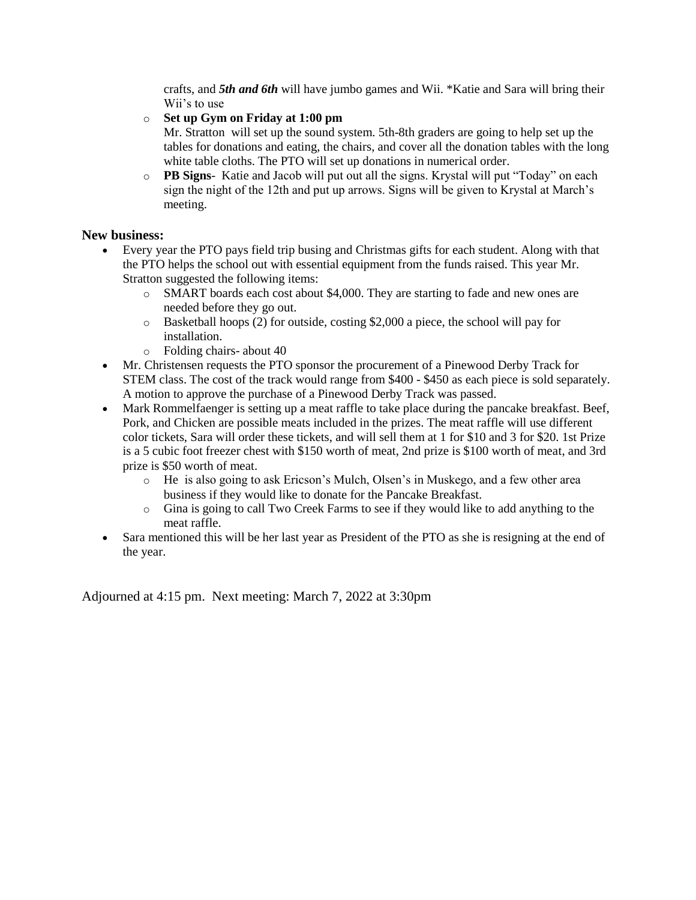crafts, and ***5th and 6th*** will have jumbo games and Wii. *Katie and Sara will bring their Wii's to use

- **Set up Gym on Friday at 1:00 pm**
  Mr. Stratton will set up the sound system. 5th-8th graders are going to help set up the tables for donations and eating, the chairs, and cover all the donation tables with the long white table cloths. The PTO will set up donations in numerical order.
- **PB Signs**- Katie and Jacob will put out all the signs. Krystal will put "Today" on each sign the night of the 12th and put up arrows. Signs will be given to Krystal at March's meeting.

## New business:

- Every year the PTO pays field trip busing and Christmas gifts for each student. Along with that the PTO helps the school out with essential equipment from the funds raised. This year Mr. Stratton suggested the following items:
  - SMART boards each cost about $4,000. They are starting to fade and new ones are needed before they go out.
  - Basketball hoops (2) for outside, costing $2,000 a piece, the school will pay for installation.
  - Folding chairs- about 40
- Mr. Christensen requests the PTO sponsor the procurement of a Pinewood Derby Track for STEM class. The cost of the track would range from $400 - $450 as each piece is sold separately. A motion to approve the purchase of a Pinewood Derby Track was passed.
- Mark Rommelfaenger is setting up a meat raffle to take place during the pancake breakfast. Beef, Pork, and Chicken are possible meats included in the prizes. The meat raffle will use different color tickets, Sara will order these tickets, and will sell them at 1 for $10 and 3 for $20. 1st Prize is a 5 cubic foot freezer chest with $150 worth of meat, 2nd prize is $100 worth of meat, and 3rd prize is $50 worth of meat.
  - He is also going to ask Ericson's Mulch, Olsen's in Muskego, and a few other area business if they would like to donate for the Pancake Breakfast.
  - Gina is going to call Two Creek Farms to see if they would like to add anything to the meat raffle.
- Sara mentioned this will be her last year as President of the PTO as she is resigning at the end of the year.

Adjourned at 4:15 pm. Next meeting: March 7, 2022 at 3:30pm